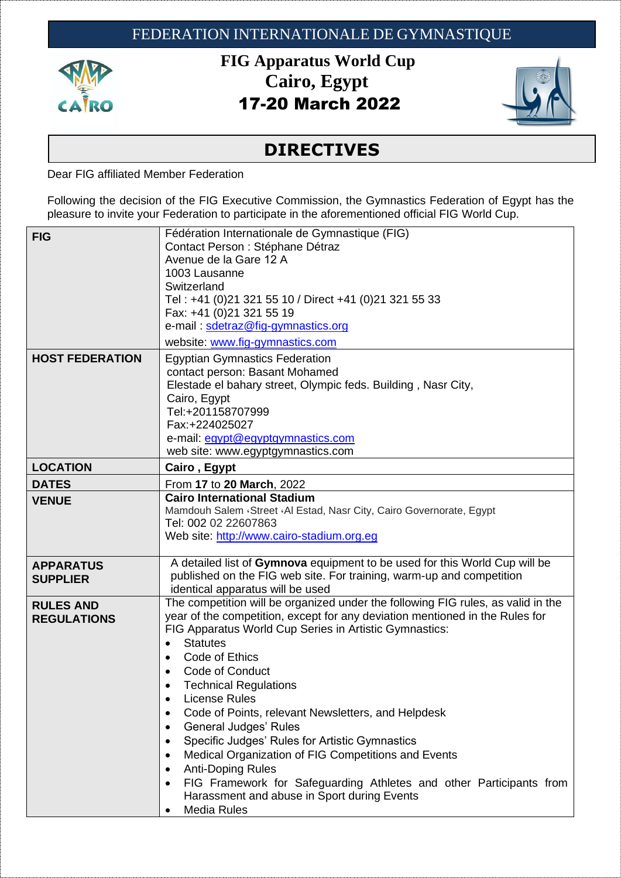FEDERATION INTERNATIONALE DE GYMNASTIQUE

# FIG Apparatus World Cup
# Cairo, Egypt
# 17-20 March 2022

## DIRECTIVES

Dear FIG affiliated Member Federation

Following the decision of the FIG Executive Commission, the Gymnastics Federation of Egypt has the pleasure to invite your Federation to participate in the aforementioned official FIG World Cup.

| | |
|---|---|
| **FIG** | Fédération Internationale de Gymnastique (FIG)<br>Contact Person : Stéphane Détraz<br>Avenue de la Gare 12 A<br>1003 Lausanne<br>Switzerland<br>Tel : +41 (0)21 321 55 10 / Direct +41 (0)21 321 55 33<br>Fax: +41 (0)21 321 55 19<br>e-mail : sdetraz@fig-gymnastics.org<br>website: www.fig-gymnastics.com |
| **HOST FEDERATION** | Egyptian Gymnastics Federation<br>contact person: Basant Mohamed<br>Elestade el bahary street, Olympic feds. Building , Nasr City,<br>Cairo, Egypt<br>Tel:+201158707999<br>Fax:+224025027<br>e-mail: egypt@egyptgymnastics.com<br>web site: www.egyptgymnastics.com |
| **LOCATION** | **Cairo , Egypt** |
| **DATES** | From **17** to **20 March**, 2022 |
| **VENUE** | **Cairo International Stadium**<br>Mamdouh Salem ،Street ،Al Estad, Nasr City, Cairo Governorate, Egypt<br>Tel: 002 02 22607863<br>Web site: http://www.cairo-stadium.org.eg |
| **APPARATUS SUPPLIER** | A detailed list of **Gymnova** equipment to be used for this World Cup will be published on the FIG web site. For training, warm-up and competition identical apparatus will be used |
| **RULES AND REGULATIONS** | The competition will be organized under the following FIG rules, as valid in the year of the competition, except for any deviation mentioned in the Rules for FIG Apparatus World Cup Series in Artistic Gymnastics:<br>• Statutes<br>• Code of Ethics<br>• Code of Conduct<br>• Technical Regulations<br>• License Rules<br>• Code of Points, relevant Newsletters, and Helpdesk<br>• General Judges' Rules<br>• Specific Judges' Rules for Artistic Gymnastics<br>• Medical Organization of FIG Competitions and Events<br>• Anti-Doping Rules<br>• FIG Framework for Safeguarding Athletes and other Participants from Harassment and abuse in Sport during Events<br>• Media Rules |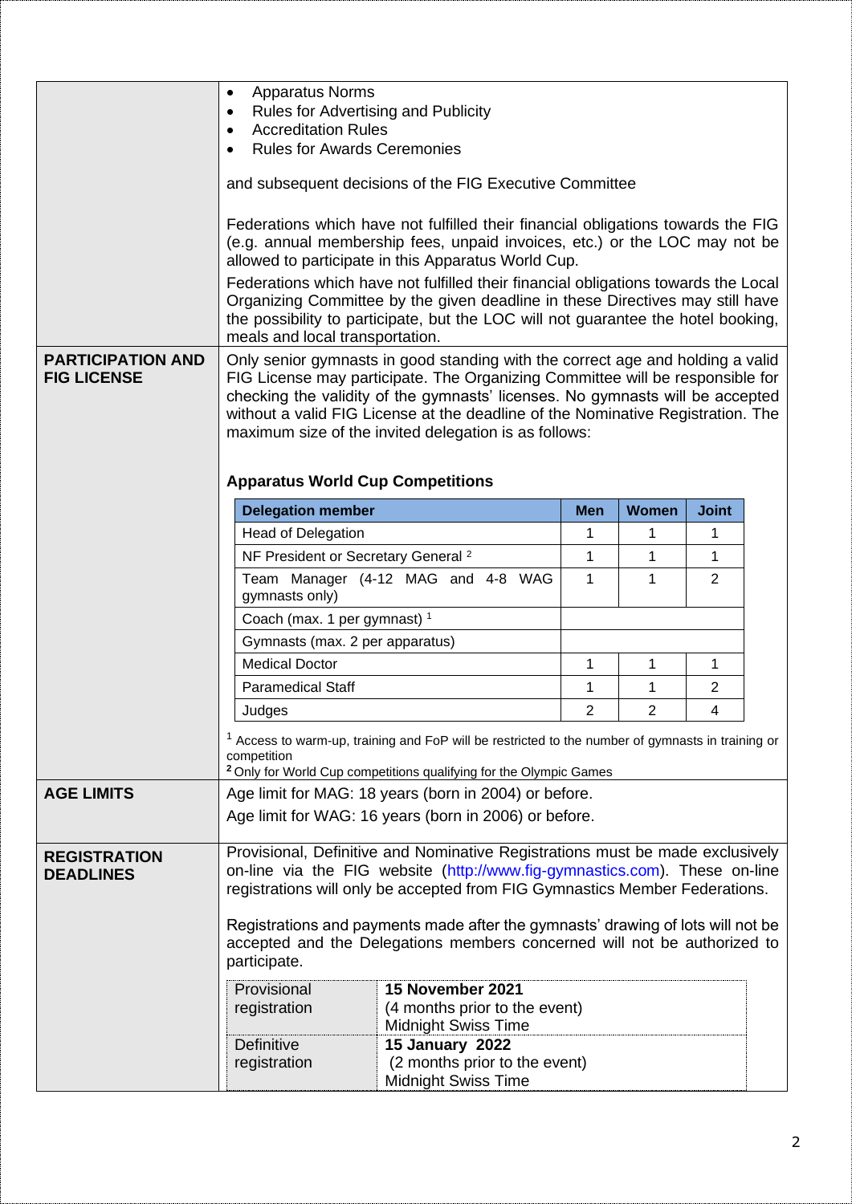- Apparatus Norms
- Rules for Advertising and Publicity
- Accreditation Rules
- Rules for Awards Ceremonies

and subsequent decisions of the FIG Executive Committee

Federations which have not fulfilled their financial obligations towards the FIG (e.g. annual membership fees, unpaid invoices, etc.) or the LOC may not be allowed to participate in this Apparatus World Cup.

Federations which have not fulfilled their financial obligations towards the Local Organizing Committee by the given deadline in these Directives may still have the possibility to participate, but the LOC will not guarantee the hotel booking, meals and local transportation.

**PARTICIPATION AND FIG LICENSE**

Only senior gymnasts in good standing with the correct age and holding a valid FIG License may participate. The Organizing Committee will be responsible for checking the validity of the gymnasts' licenses. No gymnasts will be accepted without a valid FIG License at the deadline of the Nominative Registration. The maximum size of the invited delegation is as follows:

**Apparatus World Cup Competitions**

| Delegation member | Men | Women | Joint |
| --- | --- | --- | --- |
| Head of Delegation | 1 | 1 | 1 |
| NF President or Secretary General [2] | 1 | 1 | 1 |
| Team Manager (4-12 MAG and 4-8 WAG gymnasts only) | 1 | 1 | 2 |
| Coach (max. 1 per gymnast) [1] | | | |
| Gymnasts (max. 2 per apparatus) | | | |
| Medical Doctor | 1 | 1 | 1 |
| Paramedical Staff | 1 | 1 | 2 |
| Judges | 2 | 2 | 4 |

[1] Access to warm-up, training and FoP will be restricted to the number of gymnasts in training or competition

[2] Only for World Cup competitions qualifying for the Olympic Games

**AGE LIMITS**

Age limit for MAG: 18 years (born in 2004) or before.

Age limit for WAG: 16 years (born in 2006) or before.

**REGISTRATION DEADLINES**

Provisional, Definitive and Nominative Registrations must be made exclusively on-line via the FIG website (http://www.fig-gymnastics.com). These on-line registrations will only be accepted from FIG Gymnastics Member Federations.

Registrations and payments made after the gymnasts' drawing of lots will not be accepted and the Delegations members concerned will not be authorized to participate.

| Registration | Deadline |
| --- | --- |
| Provisional registration | **15 November 2021** (4 months prior to the event) Midnight Swiss Time |
| Definitive registration | **15 January 2022** (2 months prior to the event) Midnight Swiss Time |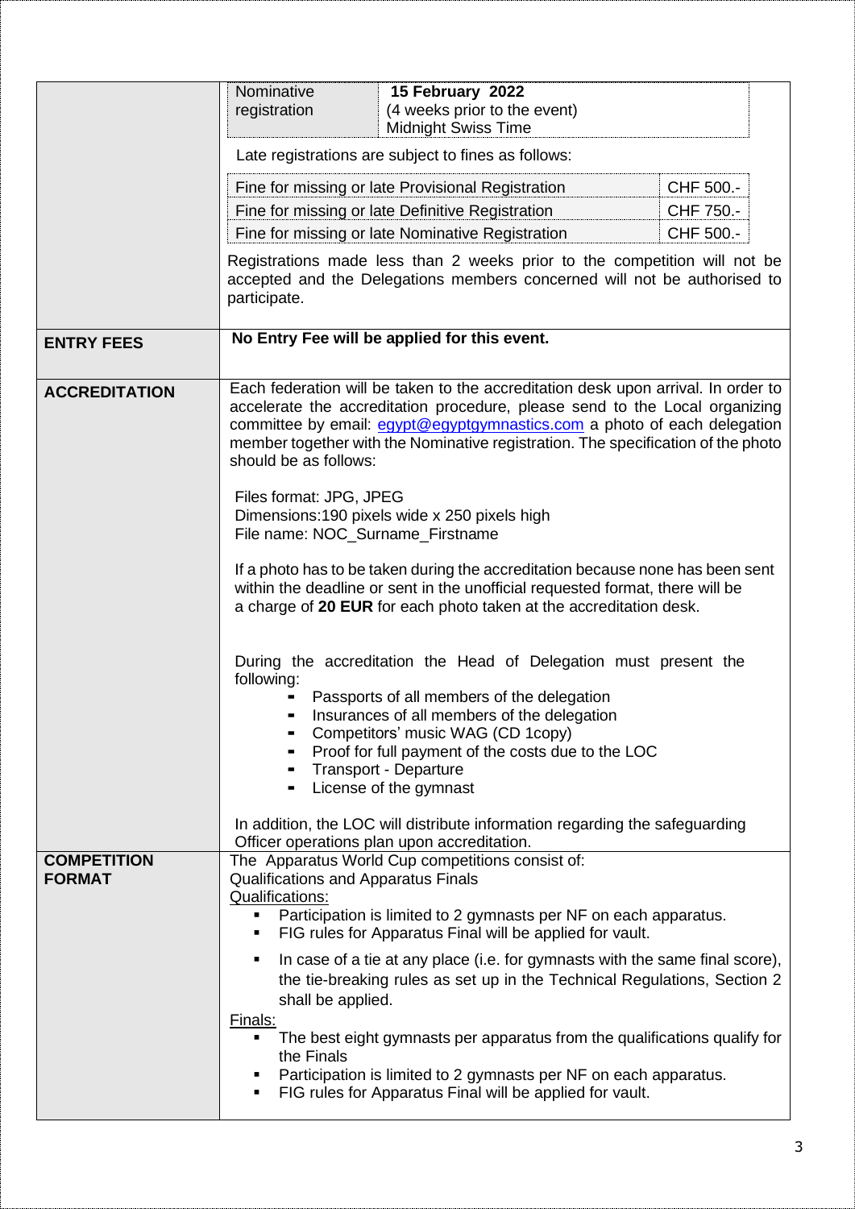| | |
|---|---|
| | **Nominative registration** — **15 February 2022** (4 weeks prior to the event) Midnight Swiss Time |

Late registrations are subject to fines as follows:

| | |
|---|---|
| Fine for missing or late Provisional Registration | CHF 500.- |
| Fine for missing or late Definitive Registration | CHF 750.- |
| Fine for missing or late Nominative Registration | CHF 500.- |

Registrations made less than 2 weeks prior to the competition will not be accepted and the Delegations members concerned will not be authorised to participate.

## ENTRY FEES

**No Entry Fee will be applied for this event.**

## ACCREDITATION

Each federation will be taken to the accreditation desk upon arrival. In order to accelerate the accreditation procedure, please send to the Local organizing committee by email: egypt@egyptgymnastics.com a photo of each delegation member together with the Nominative registration. The specification of the photo should be as follows:

Files format: JPG, JPEG
Dimensions:190 pixels wide x 250 pixels high
File name: NOC_Surname_Firstname

If a photo has to be taken during the accreditation because none has been sent within the deadline or sent in the unofficial requested format, there will be a charge of **20 EUR** for each photo taken at the accreditation desk.

During the accreditation the Head of Delegation must present the following:

- Passports of all members of the delegation
- Insurances of all members of the delegation
- Competitors' music WAG (CD 1copy)
- Proof for full payment of the costs due to the LOC
- Transport - Departure
- License of the gymnast

In addition, the LOC will distribute information regarding the safeguarding Officer operations plan upon accreditation.

## COMPETITION FORMAT

The Apparatus World Cup competitions consist of:
Qualifications and Apparatus Finals

Qualifications:

- Participation is limited to 2 gymnasts per NF on each apparatus.
- FIG rules for Apparatus Final will be applied for vault.
- In case of a tie at any place (i.e. for gymnasts with the same final score), the tie-breaking rules as set up in the Technical Regulations, Section 2 shall be applied.

Finals:

- The best eight gymnasts per apparatus from the qualifications qualify for the Finals
- Participation is limited to 2 gymnasts per NF on each apparatus.
- FIG rules for Apparatus Final will be applied for vault.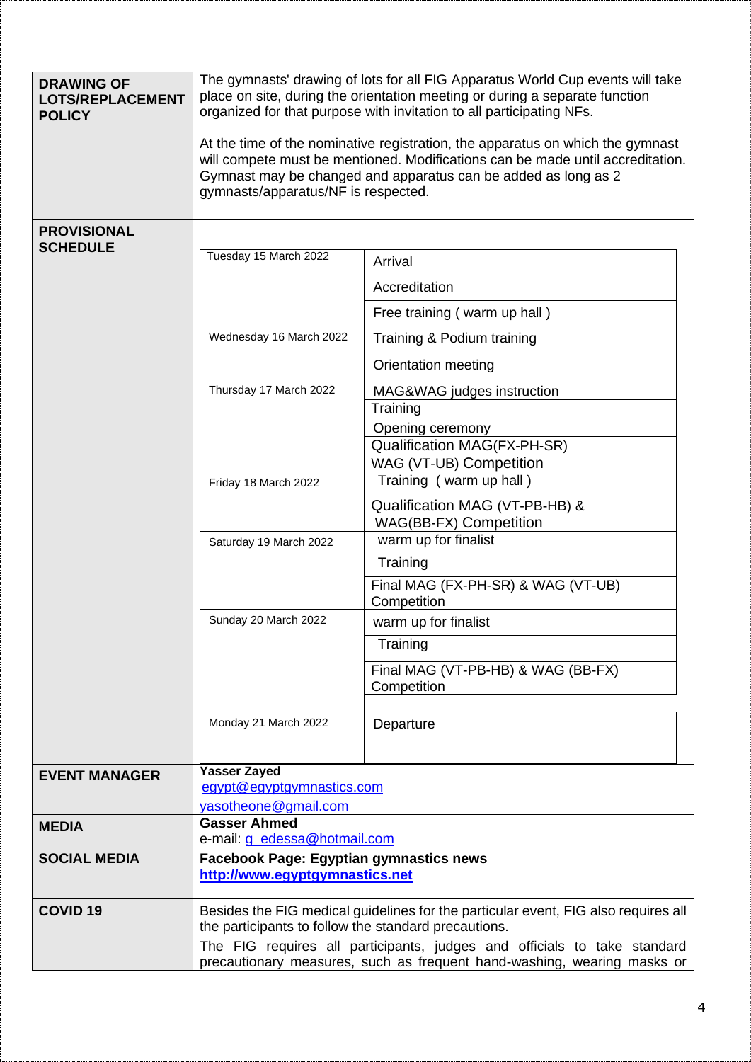| | |
|---|---|
| **DRAWING OF LOTS/REPLACEMENT POLICY** | The gymnasts' drawing of lots for all FIG Apparatus World Cup events will take place on site, during the orientation meeting or during a separate function organized for that purpose with invitation to all participating NFs.<br><br>At the time of the nominative registration, the apparatus on which the gymnast will compete must be mentioned. Modifications can be made until accreditation. Gymnast may be changed and apparatus can be added as long as 2 gymnasts/apparatus/NF is respected. |
| **PROVISIONAL SCHEDULE** | |

| Date | Activity |
|---|---|
| Tuesday 15 March 2022 | Arrival |
| | Accreditation |
| | Free training ( warm up hall ) |
| Wednesday 16 March 2022 | Training & Podium training |
| | Orientation meeting |
| Thursday 17 March 2022 | MAG&WAG judges instruction |
| | Training |
| | Opening ceremony |
| | Qualification MAG(FX-PH-SR) WAG (VT-UB) Competition |
| Friday 18 March 2022 | Training ( warm up hall ) |
| | Qualification MAG (VT-PB-HB) & WAG(BB-FX) Competition |
| Saturday 19 March 2022 | warm up for finalist |
| | Training |
| | Final MAG (FX-PH-SR) & WAG (VT-UB) Competition |
| Sunday 20 March 2022 | warm up for finalist |
| | Training |
| | Final MAG (VT-PB-HB) & WAG (BB-FX) Competition |
| Monday 21 March 2022 | Departure |

| | |
|---|---|
| **EVENT MANAGER** | **Yasser Zayed**<br>egypt@egyptgymnastics.com<br>yasotheone@gmail.com |
| **MEDIA** | **Gasser Ahmed**<br>e-mail: g_edessa@hotmail.com |
| **SOCIAL MEDIA** | **Facebook Page: Egyptian gymnastics news**<br>**http://www.egyptgymnastics.net** |
| **COVID 19** | Besides the FIG medical guidelines for the particular event, FIG also requires all the participants to follow the standard precautions.<br>The FIG requires all participants, judges and officials to take standard precautionary measures, such as frequent hand-washing, wearing masks or |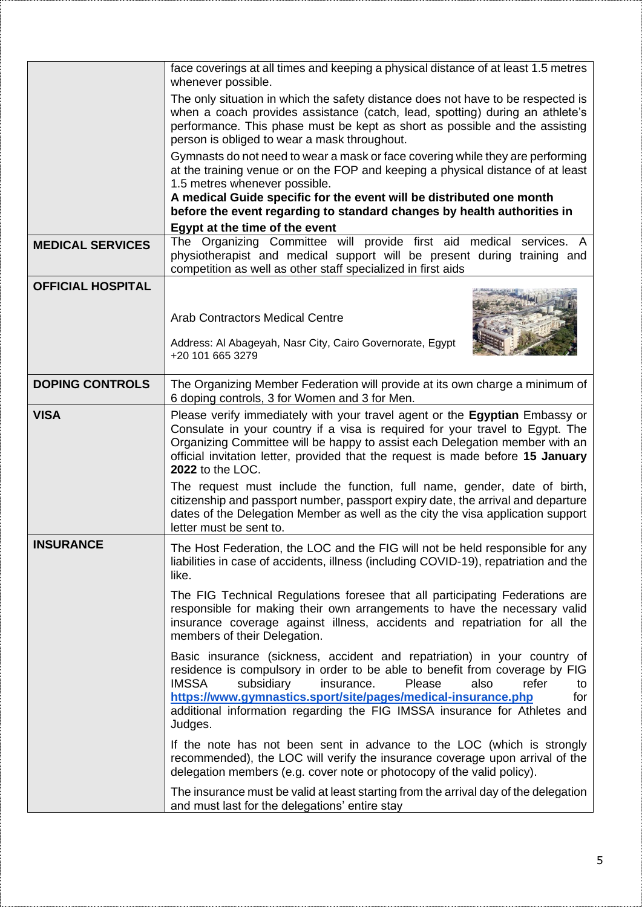| | |
|---|---|
| | face coverings at all times and keeping a physical distance of at least 1.5 metres whenever possible.<br><br>The only situation in which the safety distance does not have to be respected is when a coach provides assistance (catch, lead, spotting) during an athlete's performance. This phase must be kept as short as possible and the assisting person is obliged to wear a mask throughout.<br><br>Gymnasts do not need to wear a mask or face covering while they are performing at the training venue or on the FOP and keeping a physical distance of at least 1.5 metres whenever possible.<br>**A medical Guide specific for the event will be distributed one month before the event regarding to standard changes by health authorities in Egypt at the time of the event** |
| **MEDICAL SERVICES** | The Organizing Committee will provide first aid medical services. A physiotherapist and medical support will be present during training and competition as well as other staff specialized in first aids |
| **OFFICIAL HOSPITAL** | Arab Contractors Medical Centre<br><br>Address: Al Abageyah, Nasr City, Cairo Governorate, Egypt<br>+20 101 665 3279 |
| **DOPING CONTROLS** | The Organizing Member Federation will provide at its own charge a minimum of 6 doping controls, 3 for Women and 3 for Men. |
| **VISA** | Please verify immediately with your travel agent or the **Egyptian** Embassy or Consulate in your country if a visa is required for your travel to Egypt. The Organizing Committee will be happy to assist each Delegation member with an official invitation letter, provided that the request is made before **15 January 2022** to the LOC.<br><br>The request must include the function, full name, gender, date of birth, citizenship and passport number, passport expiry date, the arrival and departure dates of the Delegation Member as well as the city the visa application support letter must be sent to. |
| **INSURANCE** | The Host Federation, the LOC and the FIG will not be held responsible for any liabilities in case of accidents, illness (including COVID-19), repatriation and the like.<br><br>The FIG Technical Regulations foresee that all participating Federations are responsible for making their own arrangements to have the necessary valid insurance coverage against illness, accidents and repatriation for all the members of their Delegation.<br><br>Basic insurance (sickness, accident and repatriation) in your country of residence is compulsory in order to be able to benefit from coverage by FIG IMSSA subsidiary insurance. Please also refer to https://www.gymnastics.sport/site/pages/medical-insurance.php for additional information regarding the FIG IMSSA insurance for Athletes and Judges.<br><br>If the note has not been sent in advance to the LOC (which is strongly recommended), the LOC will verify the insurance coverage upon arrival of the delegation members (e.g. cover note or photocopy of the valid policy).<br><br>The insurance must be valid at least starting from the arrival day of the delegation and must last for the delegations' entire stay |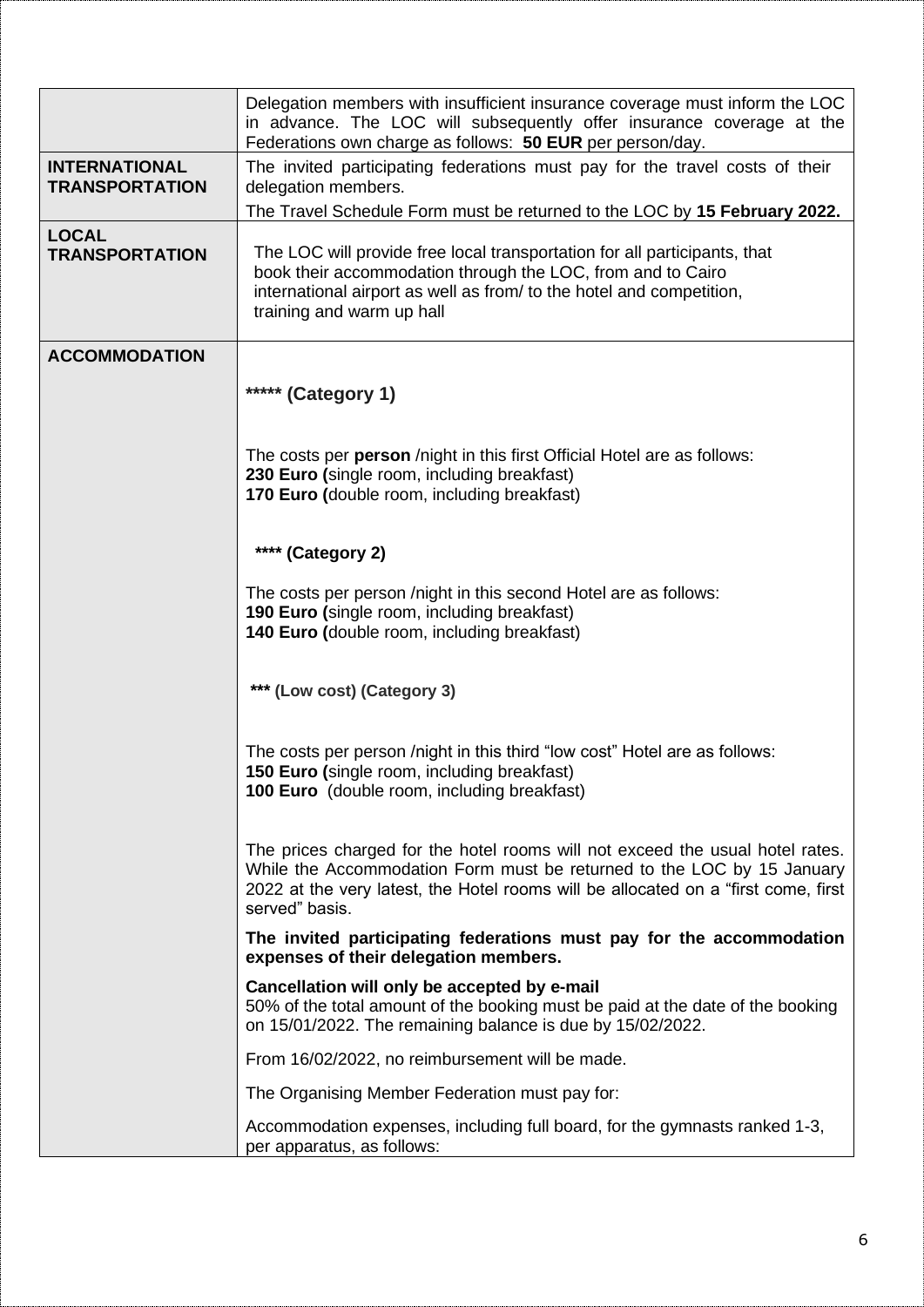| | |
|---|---|
| | Delegation members with insufficient insurance coverage must inform the LOC in advance. The LOC will subsequently offer insurance coverage at the Federations own charge as follows: **50 EUR** per person/day. |
| **INTERNATIONAL TRANSPORTATION** | The invited participating federations must pay for the travel costs of their delegation members.<br>The Travel Schedule Form must be returned to the LOC by **15 February 2022.** |
| **LOCAL TRANSPORTATION** | The LOC will provide free local transportation for all participants, that book their accommodation through the LOC, from and to Cairo international airport as well as from/ to the hotel and competition, training and warm up hall |
| **ACCOMMODATION** | **\*\*\*\*\* (Category 1)**<br><br>The costs per **person** /night in this first Official Hotel are as follows:<br>**230 Euro (**single room, including breakfast)<br>**170 Euro (**double room, including breakfast)<br><br>**\*\*\*\* (Category 2)**<br><br>The costs per person /night in this second Hotel are as follows:<br>**190 Euro (**single room, including breakfast)<br>**140 Euro (**double room, including breakfast)<br><br>**\*\*\* (Low cost) (Category 3)**<br><br>The costs per person /night in this third "low cost" Hotel are as follows:<br>**150 Euro (**single room, including breakfast)<br>**100 Euro** (double room, including breakfast)<br><br>The prices charged for the hotel rooms will not exceed the usual hotel rates. While the Accommodation Form must be returned to the LOC by 15 January 2022 at the very latest, the Hotel rooms will be allocated on a "first come, first served" basis.<br><br>**The invited participating federations must pay for the accommodation expenses of their delegation members.**<br><br>**Cancellation will only be accepted by e-mail**<br>50% of the total amount of the booking must be paid at the date of the booking on 15/01/2022. The remaining balance is due by 15/02/2022.<br><br>From 16/02/2022, no reimbursement will be made.<br><br>The Organising Member Federation must pay for:<br><br>Accommodation expenses, including full board, for the gymnasts ranked 1-3, per apparatus, as follows: |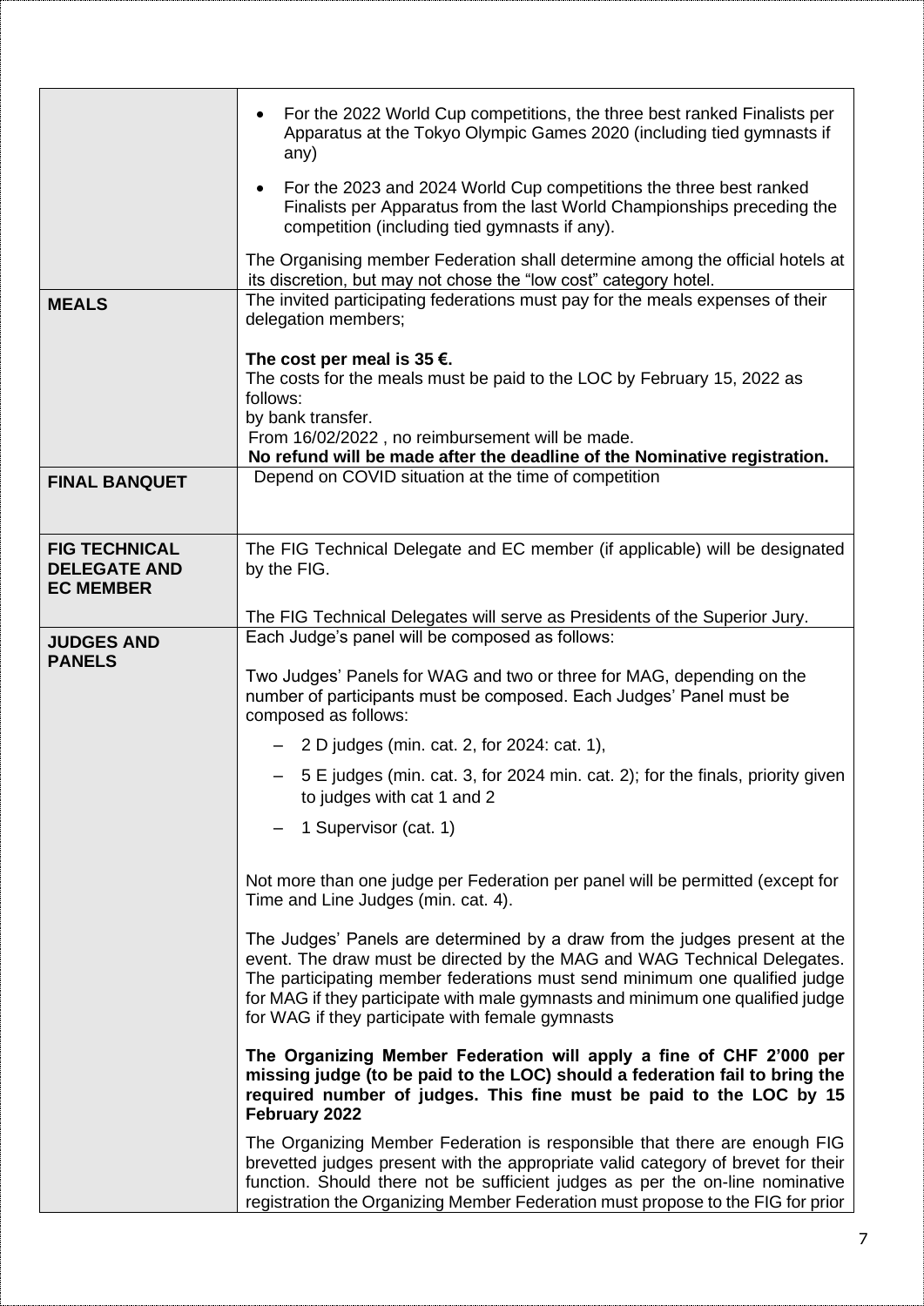| | |
|---|---|
| | • For the 2022 World Cup competitions, the three best ranked Finalists per Apparatus at the Tokyo Olympic Games 2020 (including tied gymnasts if any)<br><br>• For the 2023 and 2024 World Cup competitions the three best ranked Finalists per Apparatus from the last World Championships preceding the competition (including tied gymnasts if any).<br><br>The Organising member Federation shall determine among the official hotels at its discretion, but may not chose the "low cost" category hotel. |
| **MEALS** | The invited participating federations must pay for the meals expenses of their delegation members;<br><br>**The cost per meal is 35 €.**<br>The costs for the meals must be paid to the LOC by February 15, 2022 as follows:<br>by bank transfer.<br>From 16/02/2022 , no reimbursement will be made.<br>**No refund will be made after the deadline of the Nominative registration.** |
| **FINAL BANQUET** | Depend on COVID situation at the time of competition |
| **FIG TECHNICAL DELEGATE AND EC MEMBER** | The FIG Technical Delegate and EC member (if applicable) will be designated by the FIG.<br><br>The FIG Technical Delegates will serve as Presidents of the Superior Jury. |
| **JUDGES AND PANELS** | Each Judge's panel will be composed as follows:<br><br>Two Judges' Panels for WAG and two or three for MAG, depending on the number of participants must be composed. Each Judges' Panel must be composed as follows:<br><br>– 2 D judges (min. cat. 2, for 2024: cat. 1),<br>– 5 E judges (min. cat. 3, for 2024 min. cat. 2); for the finals, priority given to judges with cat 1 and 2<br>– 1 Supervisor (cat. 1)<br><br>Not more than one judge per Federation per panel will be permitted (except for Time and Line Judges (min. cat. 4).<br><br>The Judges' Panels are determined by a draw from the judges present at the event. The draw must be directed by the MAG and WAG Technical Delegates. The participating member federations must send minimum one qualified judge for MAG if they participate with male gymnasts and minimum one qualified judge for WAG if they participate with female gymnasts<br><br>**The Organizing Member Federation will apply a fine of CHF 2'000 per missing judge (to be paid to the LOC) should a federation fail to bring the required number of judges. This fine must be paid to the LOC by 15 February 2022**<br><br>The Organizing Member Federation is responsible that there are enough FIG brevetted judges present with the appropriate valid category of brevet for their function. Should there not be sufficient judges as per the on-line nominative registration the Organizing Member Federation must propose to the FIG for prior |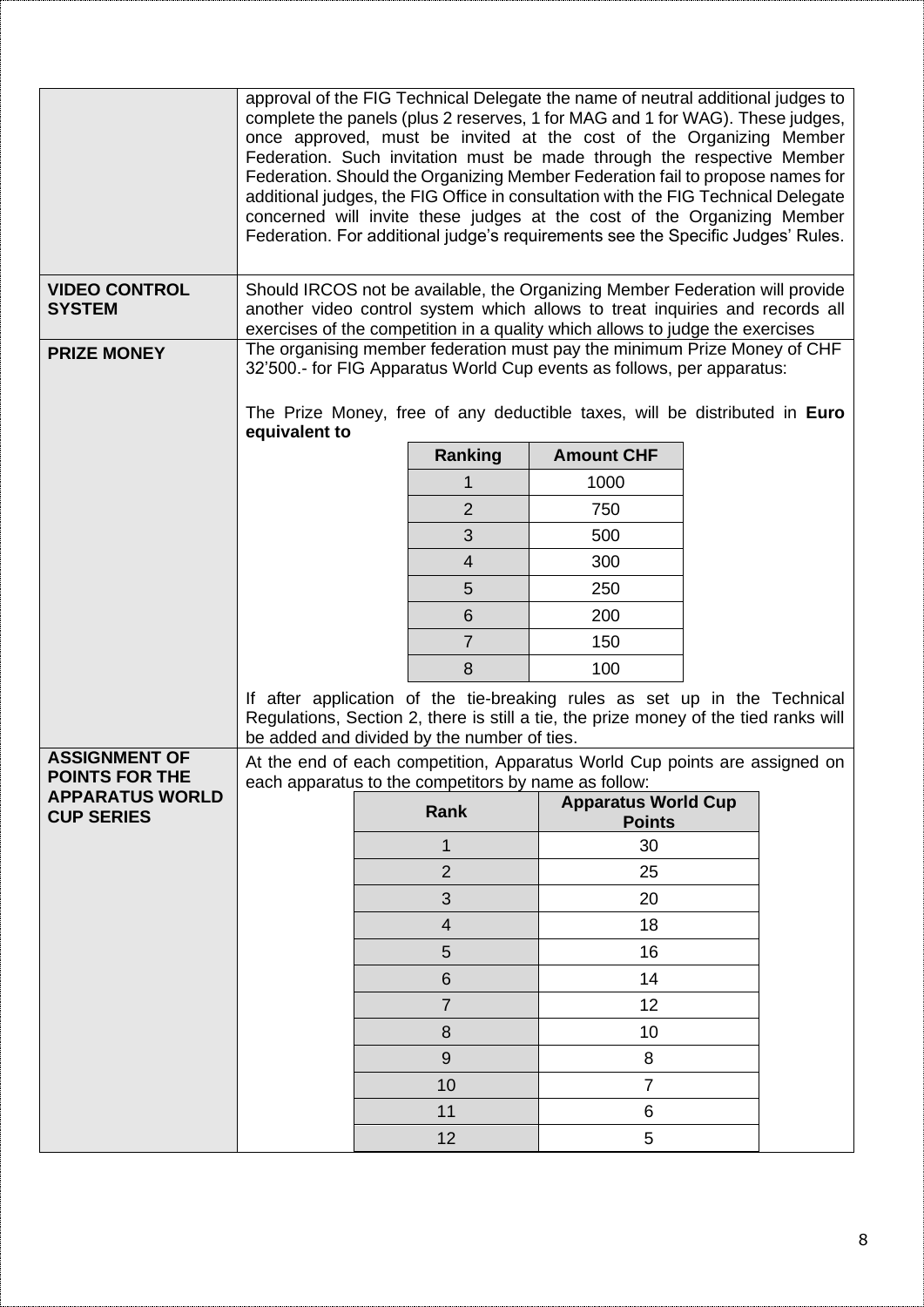| | |
|---|---|
| | approval of the FIG Technical Delegate the name of neutral additional judges to complete the panels (plus 2 reserves, 1 for MAG and 1 for WAG). These judges, once approved, must be invited at the cost of the Organizing Member Federation. Such invitation must be made through the respective Member Federation. Should the Organizing Member Federation fail to propose names for additional judges, the FIG Office in consultation with the FIG Technical Delegate concerned will invite these judges at the cost of the Organizing Member Federation. For additional judge's requirements see the Specific Judges' Rules. |
| **VIDEO CONTROL SYSTEM** | Should IRCOS not be available, the Organizing Member Federation will provide another video control system which allows to treat inquiries and records all exercises of the competition in a quality which allows to judge the exercises |
| **PRIZE MONEY** | The organising member federation must pay the minimum Prize Money of CHF 32'500.- for FIG Apparatus World Cup events as follows, per apparatus:<br><br>The Prize Money, free of any deductible taxes, will be distributed in **Euro equivalent to**<br><br>(see Prize Money table below)<br><br>If after application of the tie-breaking rules as set up in the Technical Regulations, Section 2, there is still a tie, the prize money of the tied ranks will be added and divided by the number of ties. |
| **ASSIGNMENT OF POINTS FOR THE APPARATUS WORLD CUP SERIES** | At the end of each competition, Apparatus World Cup points are assigned on each apparatus to the competitors by name as follow:<br><br>(see Apparatus World Cup Points table below) |

**Prize Money**

| Ranking | Amount CHF |
|---|---|
| 1 | 1000 |
| 2 | 750 |
| 3 | 500 |
| 4 | 300 |
| 5 | 250 |
| 6 | 200 |
| 7 | 150 |
| 8 | 100 |

**Apparatus World Cup Points**

| Rank | Apparatus World Cup Points |
|---|---|
| 1 | 30 |
| 2 | 25 |
| 3 | 20 |
| 4 | 18 |
| 5 | 16 |
| 6 | 14 |
| 7 | 12 |
| 8 | 10 |
| 9 | 8 |
| 10 | 7 |
| 11 | 6 |
| 12 | 5 |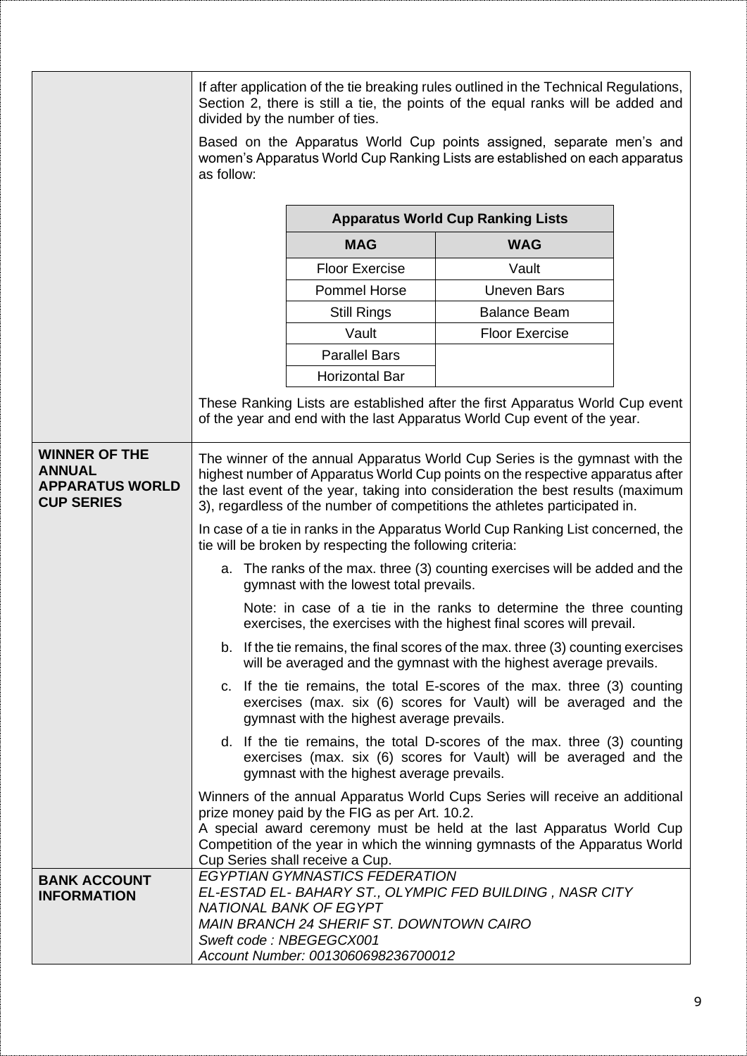If after application of the tie breaking rules outlined in the Technical Regulations, Section 2, there is still a tie, the points of the equal ranks will be added and divided by the number of ties.

Based on the Apparatus World Cup points assigned, separate men's and women's Apparatus World Cup Ranking Lists are established on each apparatus as follow:

| Apparatus World Cup Ranking Lists | |
|---|---|
| **MAG** | **WAG** |
| Floor Exercise | Vault |
| Pommel Horse | Uneven Bars |
| Still Rings | Balance Beam |
| Vault | Floor Exercise |
| Parallel Bars | |
| Horizontal Bar | |

These Ranking Lists are established after the first Apparatus World Cup event of the year and end with the last Apparatus World Cup event of the year.

**WINNER OF THE ANNUAL APPARATUS WORLD CUP SERIES**

The winner of the annual Apparatus World Cup Series is the gymnast with the highest number of Apparatus World Cup points on the respective apparatus after the last event of the year, taking into consideration the best results (maximum 3), regardless of the number of competitions the athletes participated in.

In case of a tie in ranks in the Apparatus World Cup Ranking List concerned, the tie will be broken by respecting the following criteria:

a. The ranks of the max. three (3) counting exercises will be added and the gymnast with the lowest total prevails.

   Note: in case of a tie in the ranks to determine the three counting exercises, the exercises with the highest final scores will prevail.

b. If the tie remains, the final scores of the max. three (3) counting exercises will be averaged and the gymnast with the highest average prevails.

c. If the tie remains, the total E-scores of the max. three (3) counting exercises (max. six (6) scores for Vault) will be averaged and the gymnast with the highest average prevails.

d. If the tie remains, the total D-scores of the max. three (3) counting exercises (max. six (6) scores for Vault) will be averaged and the gymnast with the highest average prevails.

Winners of the annual Apparatus World Cups Series will receive an additional prize money paid by the FIG as per Art. 10.2.
A special award ceremony must be held at the last Apparatus World Cup Competition of the year in which the winning gymnasts of the Apparatus World Cup Series shall receive a Cup.

**BANK ACCOUNT INFORMATION**

*EGYPTIAN GYMNASTICS FEDERATION*
*EL-ESTAD EL- BAHARY ST., OLYMPIC FED BUILDING , NASR CITY*
*NATIONAL BANK OF EGYPT*
*MAIN BRANCH 24 SHERIF ST. DOWNTOWN CAIRO*
*Sweft code : NBEGEGCX001*
*Account Number: 0013060698236700012*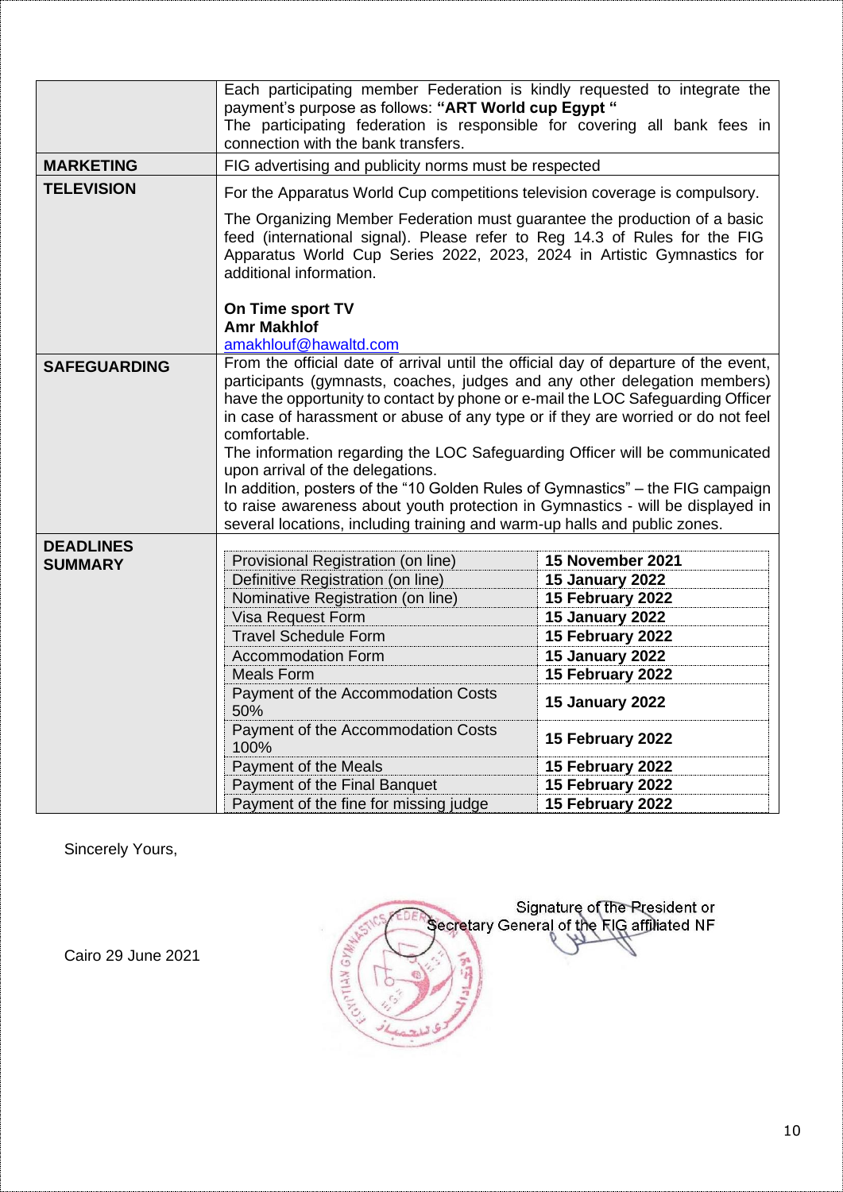| | |
|---|---|
| | Each participating member Federation is kindly requested to integrate the payment's purpose as follows: **"ART World cup Egypt "**<br>The participating federation is responsible for covering all bank fees in connection with the bank transfers. |
| **MARKETING** | FIG advertising and publicity norms must be respected |
| **TELEVISION** | For the Apparatus World Cup competitions television coverage is compulsory.<br><br>The Organizing Member Federation must guarantee the production of a basic feed (international signal). Please refer to Reg 14.3 of Rules for the FIG Apparatus World Cup Series 2022, 2023, 2024 in Artistic Gymnastics for additional information.<br><br>**On Time sport TV**<br>**Amr Makhlof**<br>amakhlouf@hawaltd.com |
| **SAFEGUARDING** | From the official date of arrival until the official day of departure of the event, participants (gymnasts, coaches, judges and any other delegation members) have the opportunity to contact by phone or e-mail the LOC Safeguarding Officer in case of harassment or abuse of any type or if they are worried or do not feel comfortable.<br>The information regarding the LOC Safeguarding Officer will be communicated upon arrival of the delegations.<br>In addition, posters of the "10 Golden Rules of Gymnastics" – the FIG campaign to raise awareness about youth protection in Gymnastics - will be displayed in several locations, including training and warm-up halls and public zones. |
| **DEADLINES SUMMARY** | Provisional Registration (on line): **15 November 2021**<br>Definitive Registration (on line): **15 January 2022**<br>Nominative Registration (on line): **15 February 2022**<br>Visa Request Form: **15 January 2022**<br>Travel Schedule Form: **15 February 2022**<br>Accommodation Form: **15 January 2022**<br>Meals Form: **15 February 2022**<br>Payment of the Accommodation Costs 50%: **15 January 2022**<br>Payment of the Accommodation Costs 100%: **15 February 2022**<br>Payment of the Meals: **15 February 2022**<br>Payment of the Final Banquet: **15 February 2022**<br>Payment of the fine for missing judge: **15 February 2022** |

Sincerely Yours,

Cairo 29 June 2021

Signature of the President or Secretary General of the FIG affiliated NF